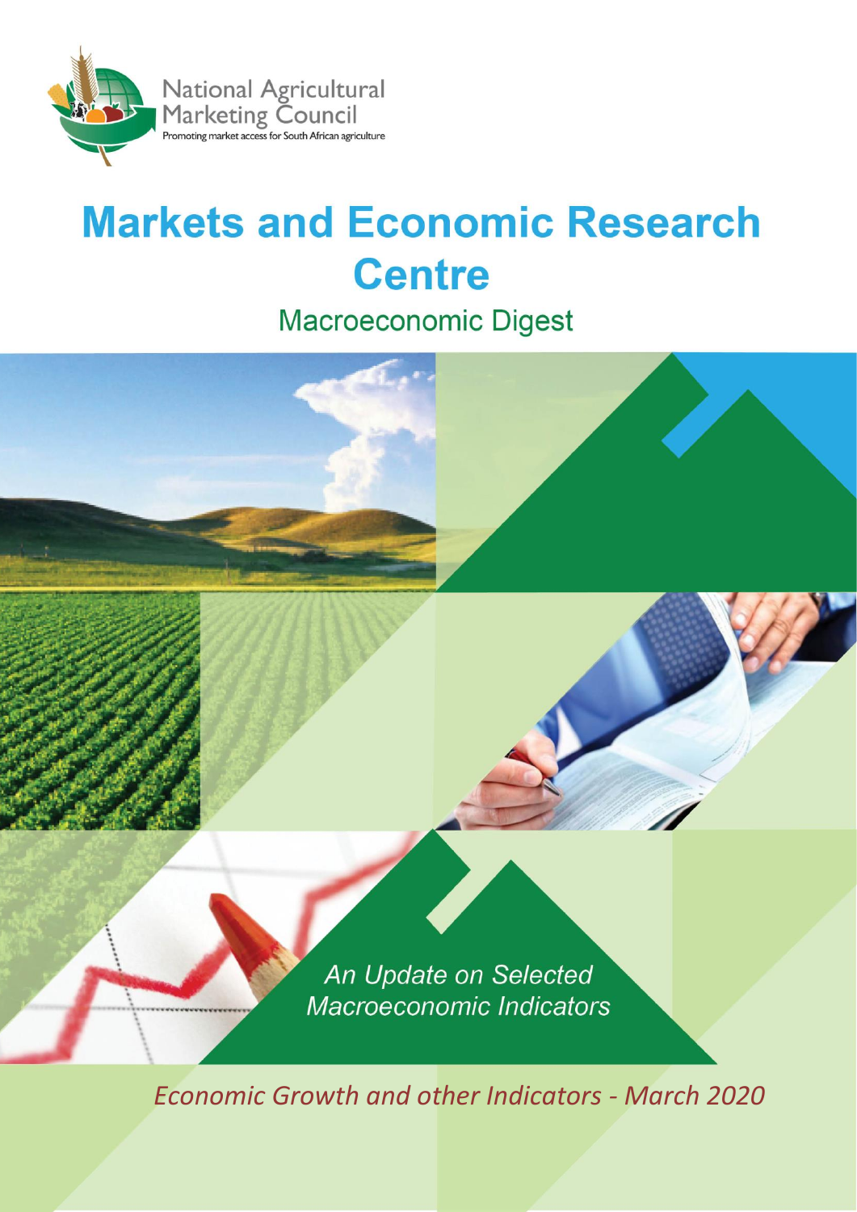National Agricultural Marketing Council

Promoting market access for South African agriculture

# Markets and Economic Research Centre

## Macroeconomic Digest

*An Update on Selected Macroeconomic Indicators*

*Economic Growth and other Indicators - March 2020*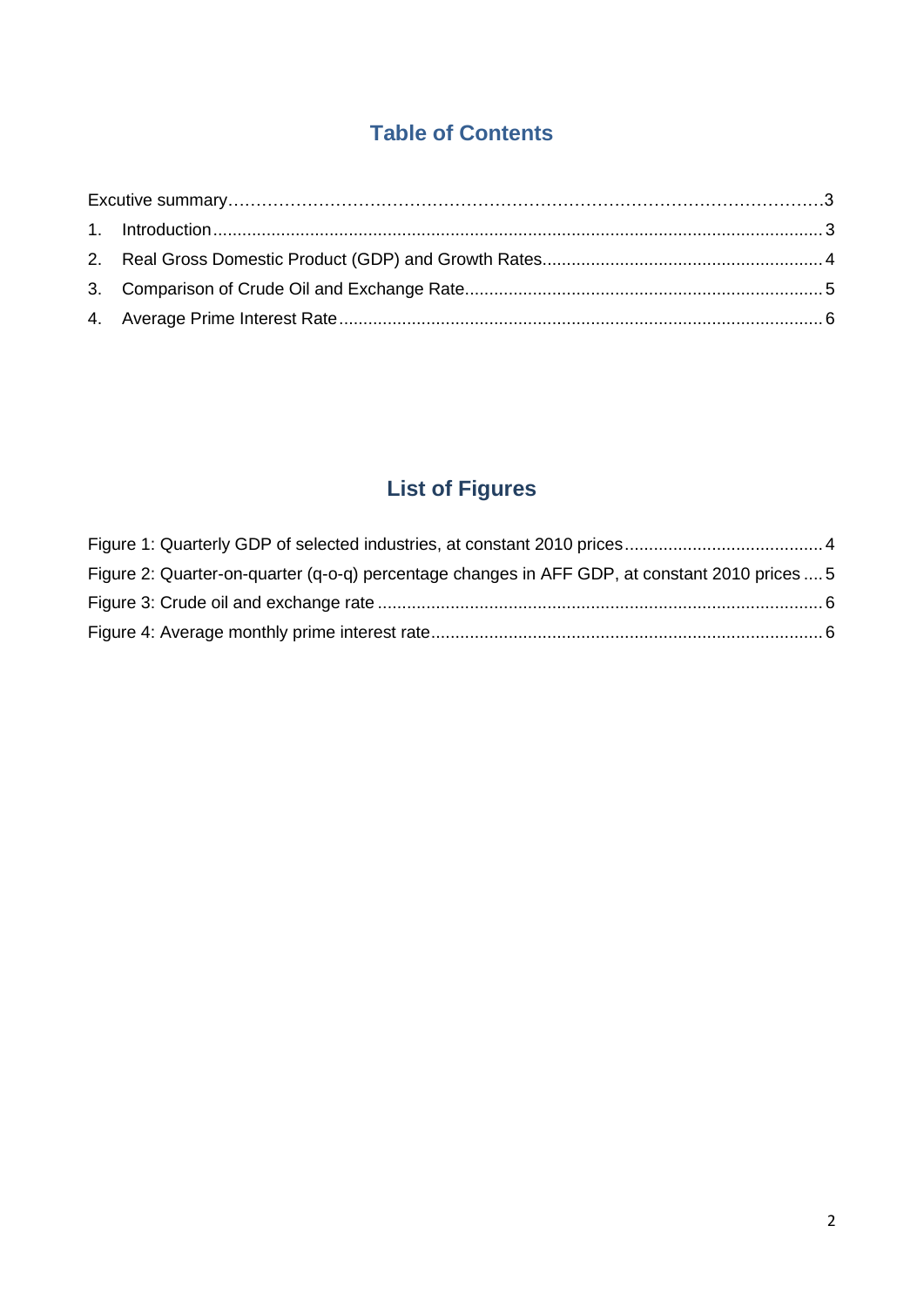## Table of Contents

Excutive summary……………………………………………………………………………………………3
1. Introduction........................................................................................................................3
2. Real Gross Domestic Product (GDP) and Growth Rates..........................................................4
3. Comparison of Crude Oil and Exchange Rate.........................................................................5
4. Average Prime Interest Rate...................................................................................................6

## List of Figures

Figure 1: Quarterly GDP of selected industries, at constant 2010 prices.........................................4
Figure 2: Quarter-on-quarter (q-o-q) percentage changes in AFF GDP, at constant 2010 prices ....5
Figure 3: Crude oil and exchange rate ...........................................................................................6
Figure 4: Average monthly prime interest rate................................................................................6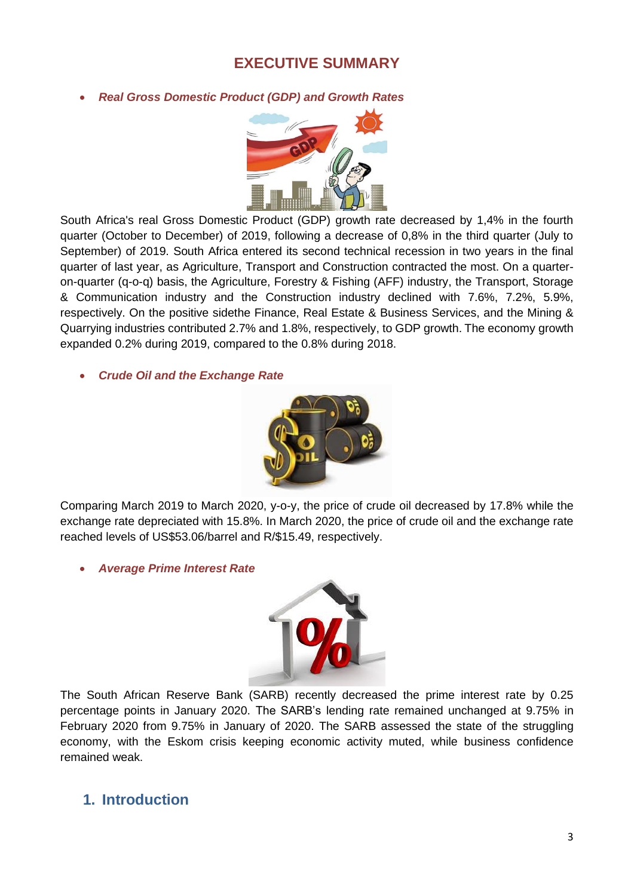# EXECUTIVE SUMMARY

- ***Real Gross Domestic Product (GDP) and Growth Rates***

South Africa's real Gross Domestic Product (GDP) growth rate decreased by 1,4% in the fourth quarter (October to December) of 2019, following a decrease of 0,8% in the third quarter (July to September) of 2019. South Africa entered its second technical recession in two years in the final quarter of last year, as Agriculture, Transport and Construction contracted the most. On a quarter-on-quarter (q-o-q) basis, the Agriculture, Forestry & Fishing (AFF) industry, the Transport, Storage & Communication industry and the Construction industry declined with 7.6%, 7.2%, 5.9%, respectively. On the positive sidethe Finance, Real Estate & Business Services, and the Mining & Quarrying industries contributed 2.7% and 1.8%, respectively, to GDP growth. The economy growth expanded 0.2% during 2019, compared to the 0.8% during 2018.

- ***Crude Oil and the Exchange Rate***

Comparing March 2019 to March 2020, y-o-y, the price of crude oil decreased by 17.8% while the exchange rate depreciated with 15.8%. In March 2020, the price of crude oil and the exchange rate reached levels of US$53.06/barrel and R/$15.49, respectively.

- ***Average Prime Interest Rate***

The South African Reserve Bank (SARB) recently decreased the prime interest rate by 0.25 percentage points in January 2020. The SARB's lending rate remained unchanged at 9.75% in February 2020 from 9.75% in January of 2020. The SARB assessed the state of the struggling economy, with the Eskom crisis keeping economic activity muted, while business confidence remained weak.

## 1. Introduction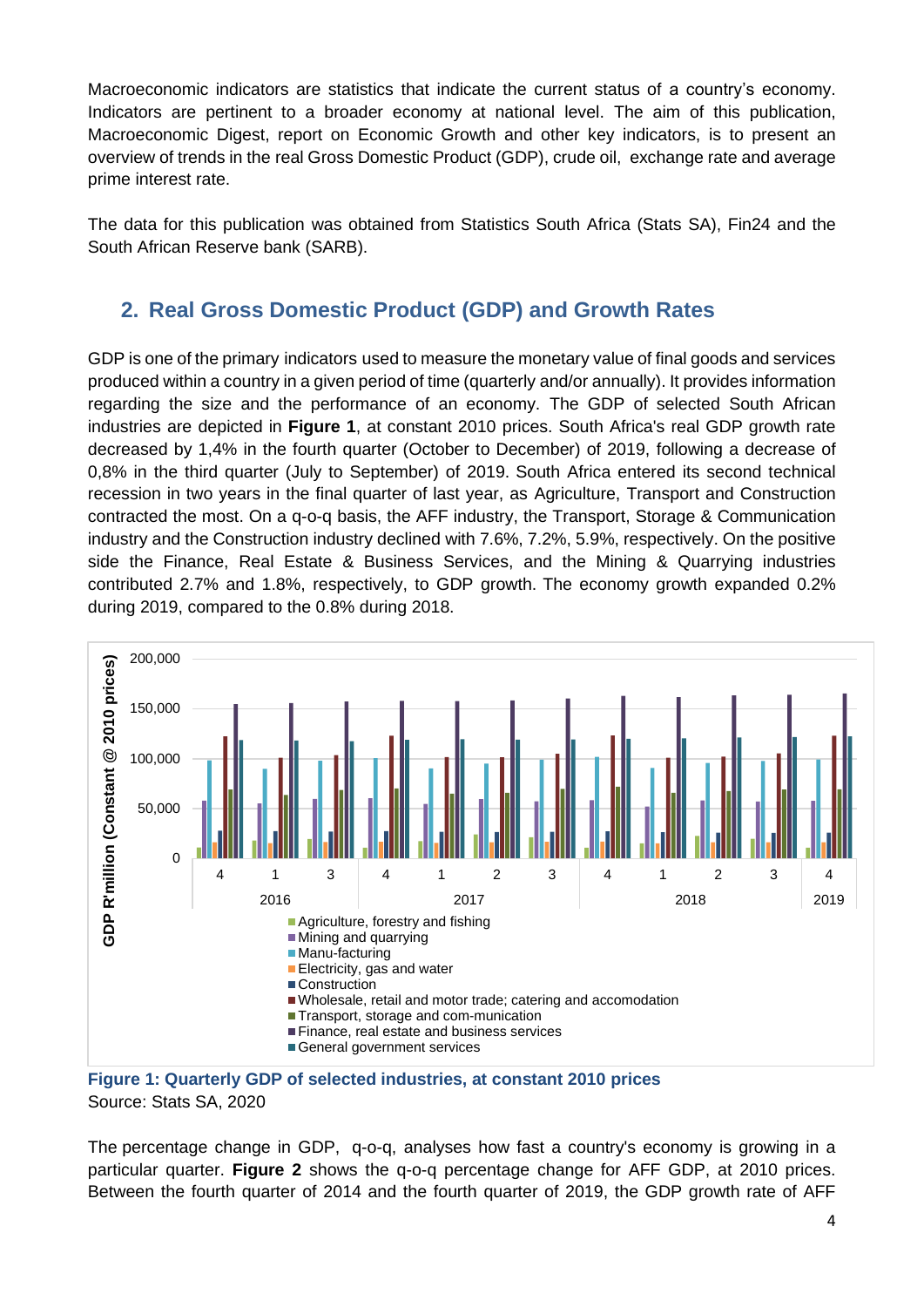Macroeconomic indicators are statistics that indicate the current status of a country's economy. Indicators are pertinent to a broader economy at national level. The aim of this publication, Macroeconomic Digest, report on Economic Growth and other key indicators, is to present an overview of trends in the real Gross Domestic Product (GDP), crude oil, exchange rate and average prime interest rate.

The data for this publication was obtained from Statistics South Africa (Stats SA), Fin24 and the South African Reserve bank (SARB).

## 2. Real Gross Domestic Product (GDP) and Growth Rates

GDP is one of the primary indicators used to measure the monetary value of final goods and services produced within a country in a given period of time (quarterly and/or annually). It provides information regarding the size and the performance of an economy. The GDP of selected South African industries are depicted in **Figure 1**, at constant 2010 prices. South Africa's real GDP growth rate decreased by 1,4% in the fourth quarter (October to December) of 2019, following a decrease of 0,8% in the third quarter (July to September) of 2019. South Africa entered its second technical recession in two years in the final quarter of last year, as Agriculture, Transport and Construction contracted the most. On a q-o-q basis, the AFF industry, the Transport, Storage & Communication industry and the Construction industry declined with 7.6%, 7.2%, 5.9%, respectively. On the positive side the Finance, Real Estate & Business Services, and the Mining & Quarrying industries contributed 2.7% and 1.8%, respectively, to GDP growth. The economy growth expanded 0.2% during 2019, compared to the 0.8% during 2018.

**Figure 1: Quarterly GDP of selected industries, at constant 2010 prices**

Source: Stats SA, 2020

The percentage change in GDP, q-o-q, analyses how fast a country's economy is growing in a particular quarter. **Figure 2** shows the q-o-q percentage change for AFF GDP, at 2010 prices. Between the fourth quarter of 2014 and the fourth quarter of 2019, the GDP growth rate of AFF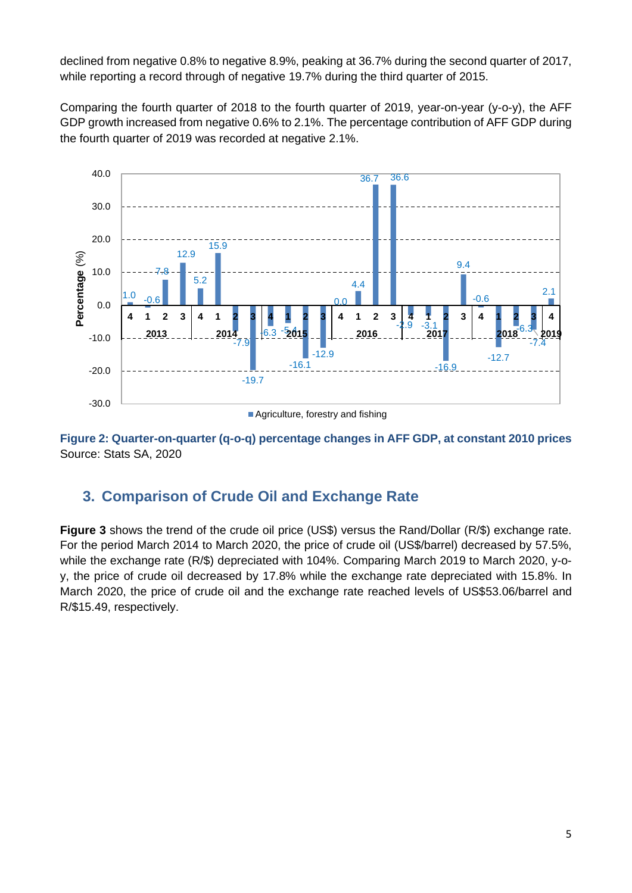declined from negative 0.8% to negative 8.9%, peaking at 36.7% during the second quarter of 2017, while reporting a record through of negative 19.7% during the third quarter of 2015.

Comparing the fourth quarter of 2018 to the fourth quarter of 2019, year-on-year (y-o-y), the AFF GDP growth increased from negative 0.6% to 2.1%. The percentage contribution of AFF GDP during the fourth quarter of 2019 was recorded at negative 2.1%.

**Figure 2: Quarter-on-quarter (q-o-q) percentage changes in AFF GDP, at constant 2010 prices**
Source: Stats SA, 2020

## 3. Comparison of Crude Oil and Exchange Rate

**Figure 3** shows the trend of the crude oil price (US$) versus the Rand/Dollar (R/$) exchange rate. For the period March 2014 to March 2020, the price of crude oil (US$/barrel) decreased by 57.5%, while the exchange rate (R/$) depreciated with 104%. Comparing March 2019 to March 2020, y-o-y, the price of crude oil decreased by 17.8% while the exchange rate depreciated with 15.8%. In March 2020, the price of crude oil and the exchange rate reached levels of US$53.06/barrel and R/$15.49, respectively.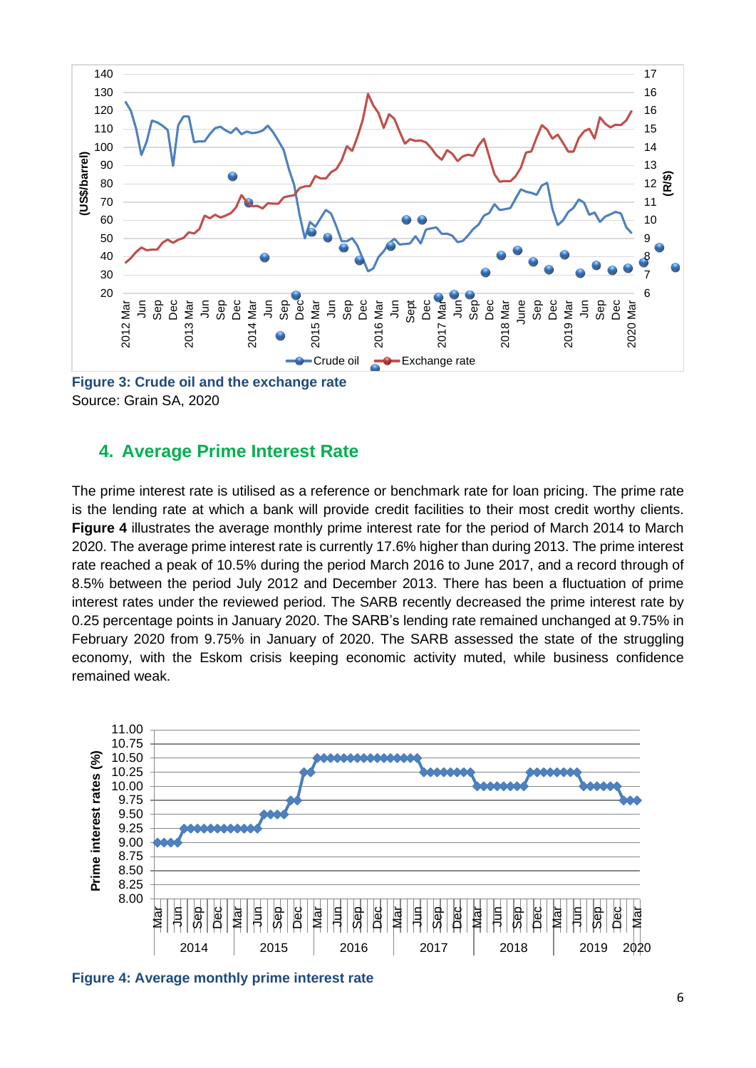**Figure 3: Crude oil and the exchange rate**

Source: Grain SA, 2020

## 4. Average Prime Interest Rate

The prime interest rate is utilised as a reference or benchmark rate for loan pricing. The prime rate is the lending rate at which a bank will provide credit facilities to their most credit worthy clients. **Figure 4** illustrates the average monthly prime interest rate for the period of March 2014 to March 2020. The average prime interest rate is currently 17.6% higher than during 2013. The prime interest rate reached a peak of 10.5% during the period March 2016 to June 2017, and a record through of 8.5% between the period July 2012 and December 2013. There has been a fluctuation of prime interest rates under the reviewed period. The SARB recently decreased the prime interest rate by 0.25 percentage points in January 2020. The SARB's lending rate remained unchanged at 9.75% in February 2020 from 9.75% in January of 2020. The SARB assessed the state of the struggling economy, with the Eskom crisis keeping economic activity muted, while business confidence remained weak.

**Figure 4: Average monthly prime interest rate**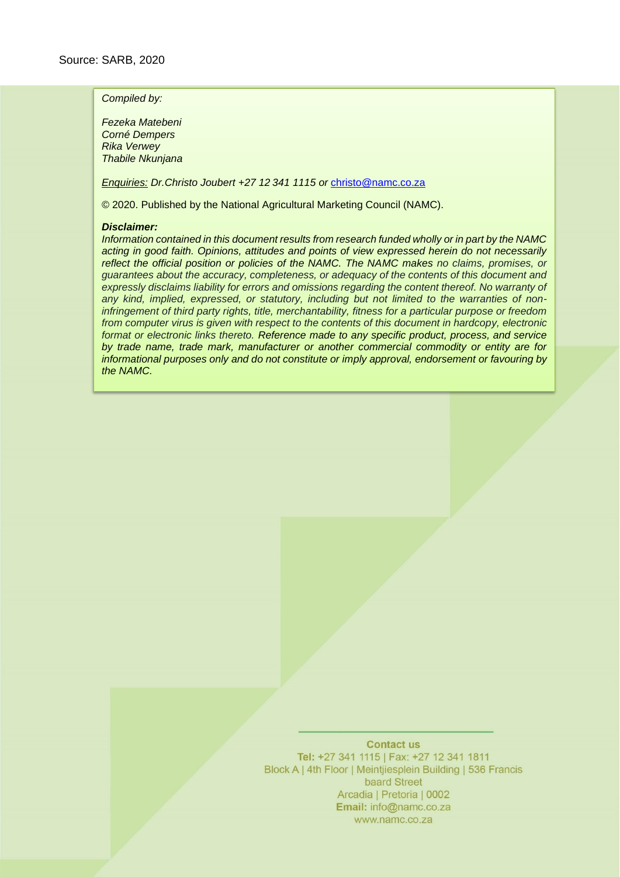Source: SARB, 2020

*Compiled by:*

*Fezeka Matebeni*
*Corné Dempers*
*Rika Verwey*
*Thabile Nkunjana*

*Enquiries: Dr.Christo Joubert +27 12 341 1115 or* christo@namc.co.za

© 2020. Published by the National Agricultural Marketing Council (NAMC).

***Disclaimer:***

*Information contained in this document results from research funded wholly or in part by the NAMC acting in good faith. Opinions, attitudes and points of view expressed herein do not necessarily reflect the official position or policies of the NAMC. The NAMC makes no claims, promises, or guarantees about the accuracy, completeness, or adequacy of the contents of this document and expressly disclaims liability for errors and omissions regarding the content thereof. No warranty of any kind, implied, expressed, or statutory, including but not limited to the warranties of non-infringement of third party rights, title, merchantability, fitness for a particular purpose or freedom from computer virus is given with respect to the contents of this document in hardcopy, electronic format or electronic links thereto. Reference made to any specific product, process, and service by trade name, trade mark, manufacturer or another commercial commodity or entity are for informational purposes only and do not constitute or imply approval, endorsement or favouring by the NAMC.*

**Contact us**
**Tel:** +27 341 1115 | Fax: +27 12 341 1811
Block A | 4th Floor | Meintjiesplein Building | 536 Francis baard Street
Arcadia | Pretoria | 0002
**Email:** info@namc.co.za
www.namc.co.za